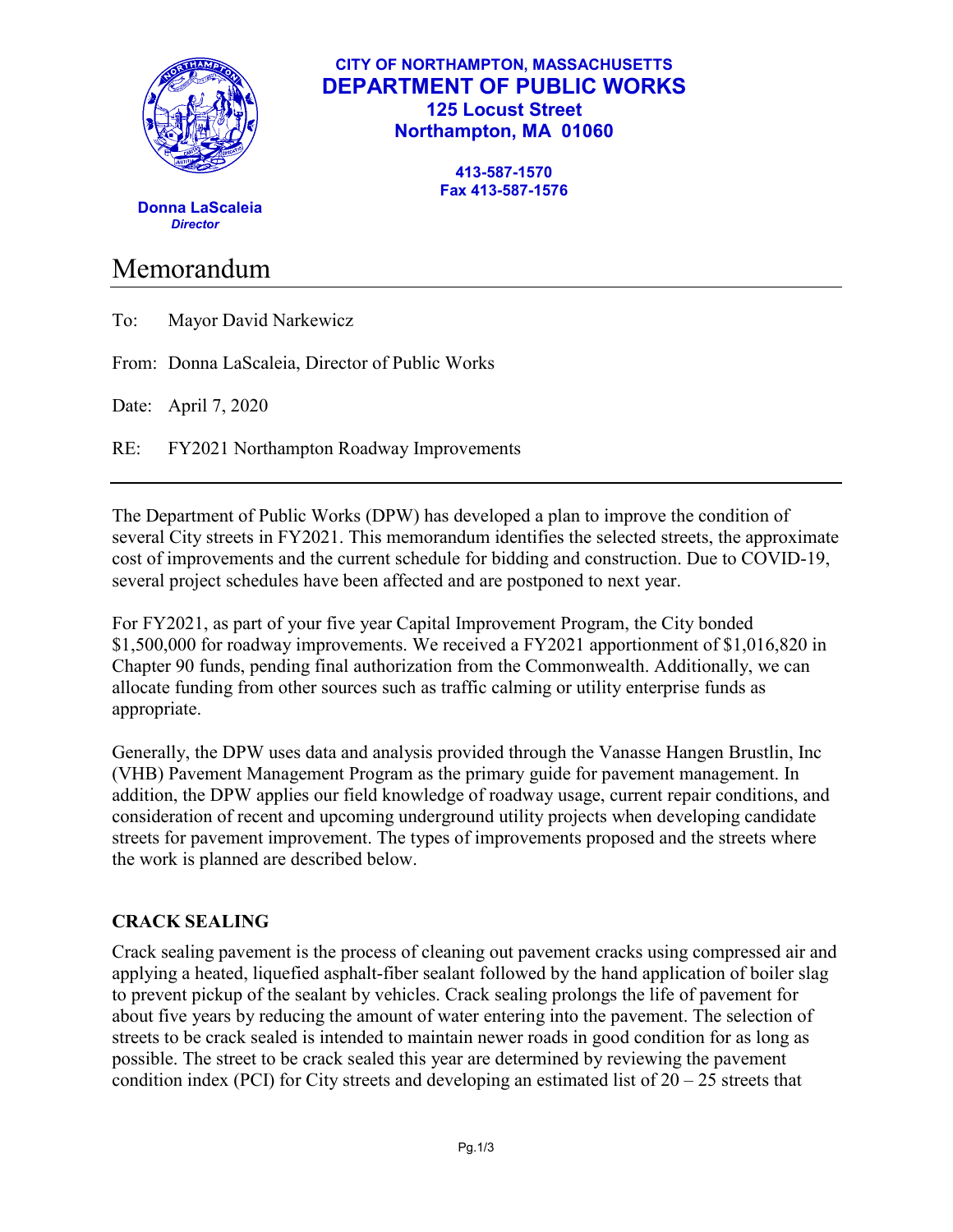**CITY OF NORTHAMPTON, MASSACHUSETTS**
**DEPARTMENT OF PUBLIC WORKS**
**125 Locust Street**
**Northampton, MA 01060**

**413-587-1570**
**Fax 413-587-1576**

**Donna LaScaleia**
***Director***

# Memorandum

To: Mayor David Narkewicz

From: Donna LaScaleia, Director of Public Works

Date: April 7, 2020

RE: FY2021 Northampton Roadway Improvements

---

The Department of Public Works (DPW) has developed a plan to improve the condition of several City streets in FY2021. This memorandum identifies the selected streets, the approximate cost of improvements and the current schedule for bidding and construction. Due to COVID-19, several project schedules have been affected and are postponed to next year.

For FY2021, as part of your five year Capital Improvement Program, the City bonded $1,500,000 for roadway improvements. We received a FY2021 apportionment of $1,016,820 in Chapter 90 funds, pending final authorization from the Commonwealth. Additionally, we can allocate funding from other sources such as traffic calming or utility enterprise funds as appropriate.

Generally, the DPW uses data and analysis provided through the Vanasse Hangen Brustlin, Inc (VHB) Pavement Management Program as the primary guide for pavement management. In addition, the DPW applies our field knowledge of roadway usage, current repair conditions, and consideration of recent and upcoming underground utility projects when developing candidate streets for pavement improvement. The types of improvements proposed and the streets where the work is planned are described below.

## CRACK SEALING

Crack sealing pavement is the process of cleaning out pavement cracks using compressed air and applying a heated, liquefied asphalt-fiber sealant followed by the hand application of boiler slag to prevent pickup of the sealant by vehicles. Crack sealing prolongs the life of pavement for about five years by reducing the amount of water entering into the pavement. The selection of streets to be crack sealed is intended to maintain newer roads in good condition for as long as possible. The street to be crack sealed this year are determined by reviewing the pavement condition index (PCI) for City streets and developing an estimated list of 20 – 25 streets that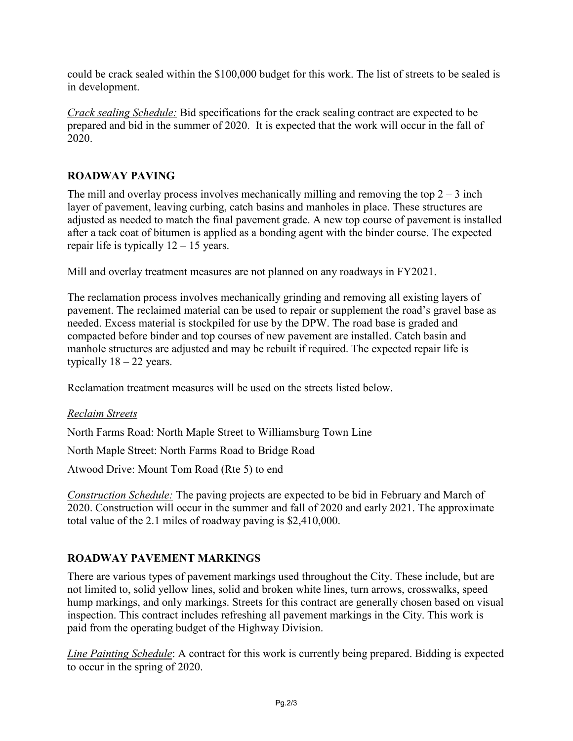could be crack sealed within the $100,000 budget for this work. The list of streets to be sealed is in development.

*Crack sealing Schedule:* Bid specifications for the crack sealing contract are expected to be prepared and bid in the summer of 2020. It is expected that the work will occur in the fall of 2020.

## ROADWAY PAVING

The mill and overlay process involves mechanically milling and removing the top 2 – 3 inch layer of pavement, leaving curbing, catch basins and manholes in place. These structures are adjusted as needed to match the final pavement grade. A new top course of pavement is installed after a tack coat of bitumen is applied as a bonding agent with the binder course. The expected repair life is typically 12 – 15 years.

Mill and overlay treatment measures are not planned on any roadways in FY2021.

The reclamation process involves mechanically grinding and removing all existing layers of pavement. The reclaimed material can be used to repair or supplement the road's gravel base as needed. Excess material is stockpiled for use by the DPW. The road base is graded and compacted before binder and top courses of new pavement are installed. Catch basin and manhole structures are adjusted and may be rebuilt if required. The expected repair life is typically 18 – 22 years.

Reclamation treatment measures will be used on the streets listed below.

*Reclaim Streets*

North Farms Road: North Maple Street to Williamsburg Town Line

North Maple Street: North Farms Road to Bridge Road

Atwood Drive: Mount Tom Road (Rte 5) to end

*Construction Schedule:* The paving projects are expected to be bid in February and March of 2020. Construction will occur in the summer and fall of 2020 and early 2021. The approximate total value of the 2.1 miles of roadway paving is $2,410,000.

## ROADWAY PAVEMENT MARKINGS

There are various types of pavement markings used throughout the City. These include, but are not limited to, solid yellow lines, solid and broken white lines, turn arrows, crosswalks, speed hump markings, and only markings. Streets for this contract are generally chosen based on visual inspection. This contract includes refreshing all pavement markings in the City. This work is paid from the operating budget of the Highway Division.

*Line Painting Schedule*: A contract for this work is currently being prepared. Bidding is expected to occur in the spring of 2020.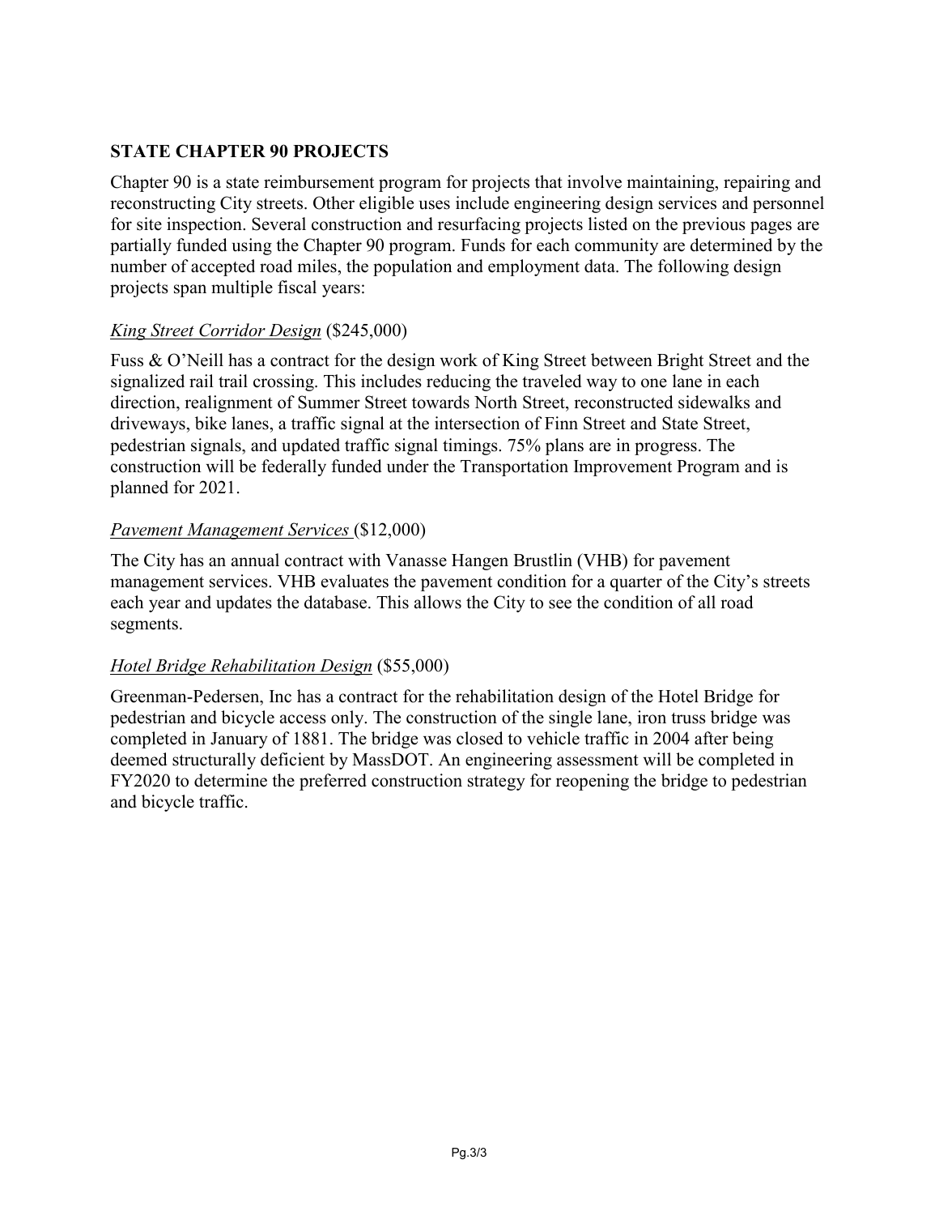## STATE CHAPTER 90 PROJECTS

Chapter 90 is a state reimbursement program for projects that involve maintaining, repairing and reconstructing City streets. Other eligible uses include engineering design services and personnel for site inspection. Several construction and resurfacing projects listed on the previous pages are partially funded using the Chapter 90 program. Funds for each community are determined by the number of accepted road miles, the population and employment data. The following design projects span multiple fiscal years:

*King Street Corridor Design* ($245,000)

Fuss & O'Neill has a contract for the design work of King Street between Bright Street and the signalized rail trail crossing. This includes reducing the traveled way to one lane in each direction, realignment of Summer Street towards North Street, reconstructed sidewalks and driveways, bike lanes, a traffic signal at the intersection of Finn Street and State Street, pedestrian signals, and updated traffic signal timings. 75% plans are in progress. The construction will be federally funded under the Transportation Improvement Program and is planned for 2021.

*Pavement Management Services* ($12,000)

The City has an annual contract with Vanasse Hangen Brustlin (VHB) for pavement management services. VHB evaluates the pavement condition for a quarter of the City's streets each year and updates the database. This allows the City to see the condition of all road segments.

*Hotel Bridge Rehabilitation Design* ($55,000)

Greenman-Pedersen, Inc has a contract for the rehabilitation design of the Hotel Bridge for pedestrian and bicycle access only. The construction of the single lane, iron truss bridge was completed in January of 1881. The bridge was closed to vehicle traffic in 2004 after being deemed structurally deficient by MassDOT. An engineering assessment will be completed in FY2020 to determine the preferred construction strategy for reopening the bridge to pedestrian and bicycle traffic.